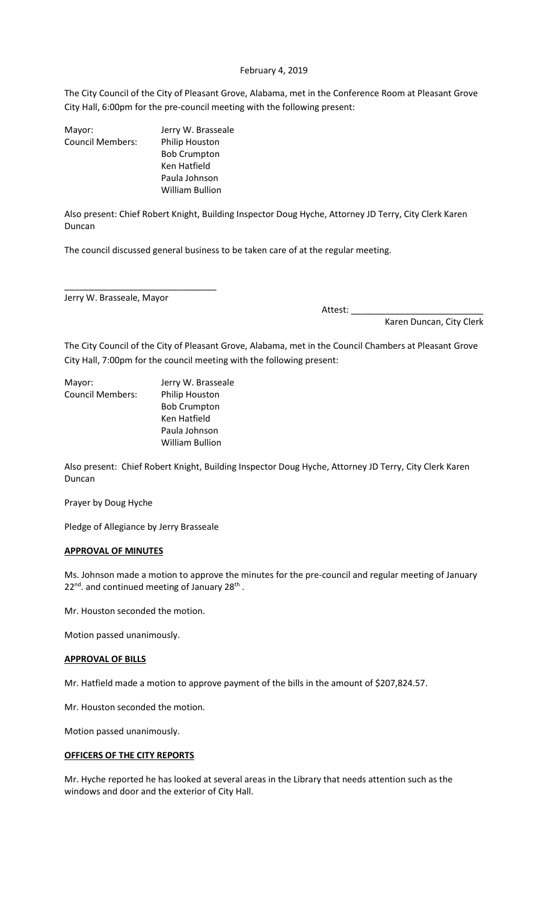February 4, 2019

The City Council of the City of Pleasant Grove, Alabama, met in the Conference Room at Pleasant Grove City Hall, 6:00pm for the pre-council meeting with the following present:

Mayor: Jerry W. Brasseale
Council Members: Philip Houston
Bob Crumpton
Ken Hatfield
Paula Johnson
William Bullion

Also present: Chief Robert Knight, Building Inspector Doug Hyche, Attorney JD Terry, City Clerk Karen Duncan

The council discussed general business to be taken care of at the regular meeting.

_______________________________
Jerry W. Brasseale, Mayor

Attest: ___________________________
Karen Duncan, City Clerk

The City Council of the City of Pleasant Grove, Alabama, met in the Council Chambers at Pleasant Grove City Hall, 7:00pm for the council meeting with the following present:

Mayor: Jerry W. Brasseale
Council Members: Philip Houston
Bob Crumpton
Ken Hatfield
Paula Johnson
William Bullion

Also present: Chief Robert Knight, Building Inspector Doug Hyche, Attorney JD Terry, City Clerk Karen Duncan

Prayer by Doug Hyche

Pledge of Allegiance by Jerry Brasseale

**APPROVAL OF MINUTES**

Ms. Johnson made a motion to approve the minutes for the pre-council and regular meeting of January 22nd. and continued meeting of January 28th .

Mr. Houston seconded the motion.

Motion passed unanimously.

**APPROVAL OF BILLS**

Mr. Hatfield made a motion to approve payment of the bills in the amount of $207,824.57.

Mr. Houston seconded the motion.

Motion passed unanimously.

**OFFICERS OF THE CITY REPORTS**

Mr. Hyche reported he has looked at several areas in the Library that needs attention such as the windows and door and the exterior of City Hall.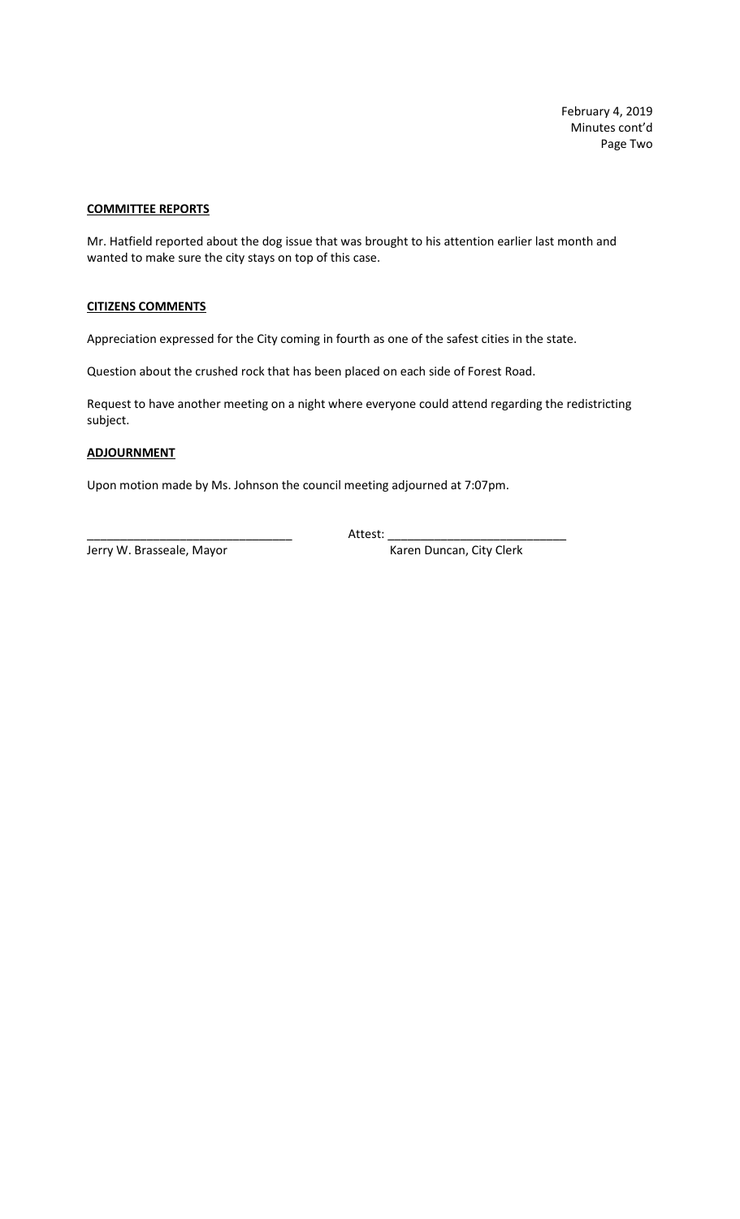February 4, 2019
Minutes cont'd
Page Two

**COMMITTEE REPORTS**

Mr. Hatfield reported about the dog issue that was brought to his attention earlier last month and wanted to make sure the city stays on top of this case.

**CITIZENS COMMENTS**

Appreciation expressed for the City coming in fourth as one of the safest cities in the state.

Question about the crushed rock that has been placed on each side of Forest Road.

Request to have another meeting on a night where everyone could attend regarding the redistricting subject.

**ADJOURNMENT**

Upon motion made by Ms. Johnson the council meeting adjourned at 7:07pm.

_______________________________ Attest: ___________________________

Jerry W. Brasseale, Mayor Karen Duncan, City Clerk